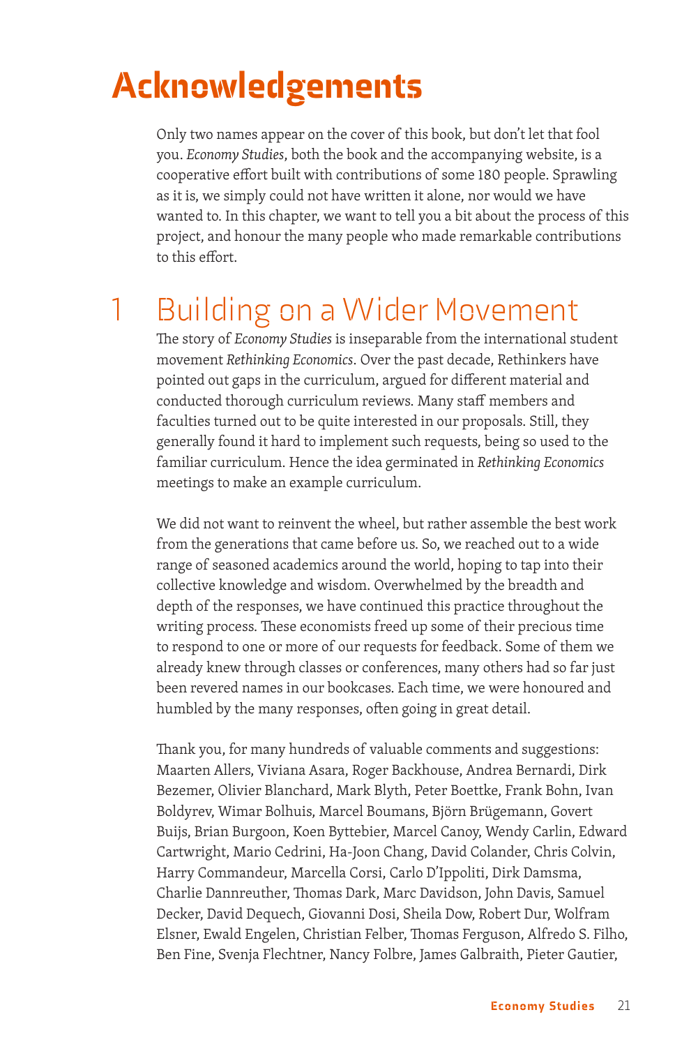# Acknowledgements

Only two names appear on the cover of this book, but don't let that fool you. *Economy Studies*, both the book and the accompanying website, is a cooperative effort built with contributions of some 180 people. Sprawling as it is, we simply could not have written it alone, nor would we have wanted to. In this chapter, we want to tell you a bit about the process of this project, and honour the many people who made remarkable contributions to this effort.

## 1 Building on a Wider Movement

The story of *Economy Studies* is inseparable from the international student movement *Rethinking Economics*. Over the past decade, Rethinkers have pointed out gaps in the curriculum, argued for different material and conducted thorough curriculum reviews. Many staff members and faculties turned out to be quite interested in our proposals. Still, they generally found it hard to implement such requests, being so used to the familiar curriculum. Hence the idea germinated in *Rethinking Economics* meetings to make an example curriculum.

We did not want to reinvent the wheel, but rather assemble the best work from the generations that came before us. So, we reached out to a wide range of seasoned academics around the world, hoping to tap into their collective knowledge and wisdom. Overwhelmed by the breadth and depth of the responses, we have continued this practice throughout the writing process. These economists freed up some of their precious time to respond to one or more of our requests for feedback. Some of them we already knew through classes or conferences, many others had so far just been revered names in our bookcases. Each time, we were honoured and humbled by the many responses, often going in great detail.

Thank you, for many hundreds of valuable comments and suggestions: Maarten Allers, Viviana Asara, Roger Backhouse, Andrea Bernardi, Dirk Bezemer, Olivier Blanchard, Mark Blyth, Peter Boettke, Frank Bohn, Ivan Boldyrev, Wimar Bolhuis, Marcel Boumans, Björn Brügemann, Govert Buijs, Brian Burgoon, Koen Byttebier, Marcel Canoy, Wendy Carlin, Edward Cartwright, Mario Cedrini, Ha-Joon Chang, David Colander, Chris Colvin, Harry Commandeur, Marcella Corsi, Carlo D'Ippoliti, Dirk Damsma, Charlie Dannreuther, Thomas Dark, Marc Davidson, John Davis, Samuel Decker, David Dequech, Giovanni Dosi, Sheila Dow, Robert Dur, Wolfram Elsner, Ewald Engelen, Christian Felber, Thomas Ferguson, Alfredo S. Filho, Ben Fine, Svenja Flechtner, Nancy Folbre, James Galbraith, Pieter Gautier,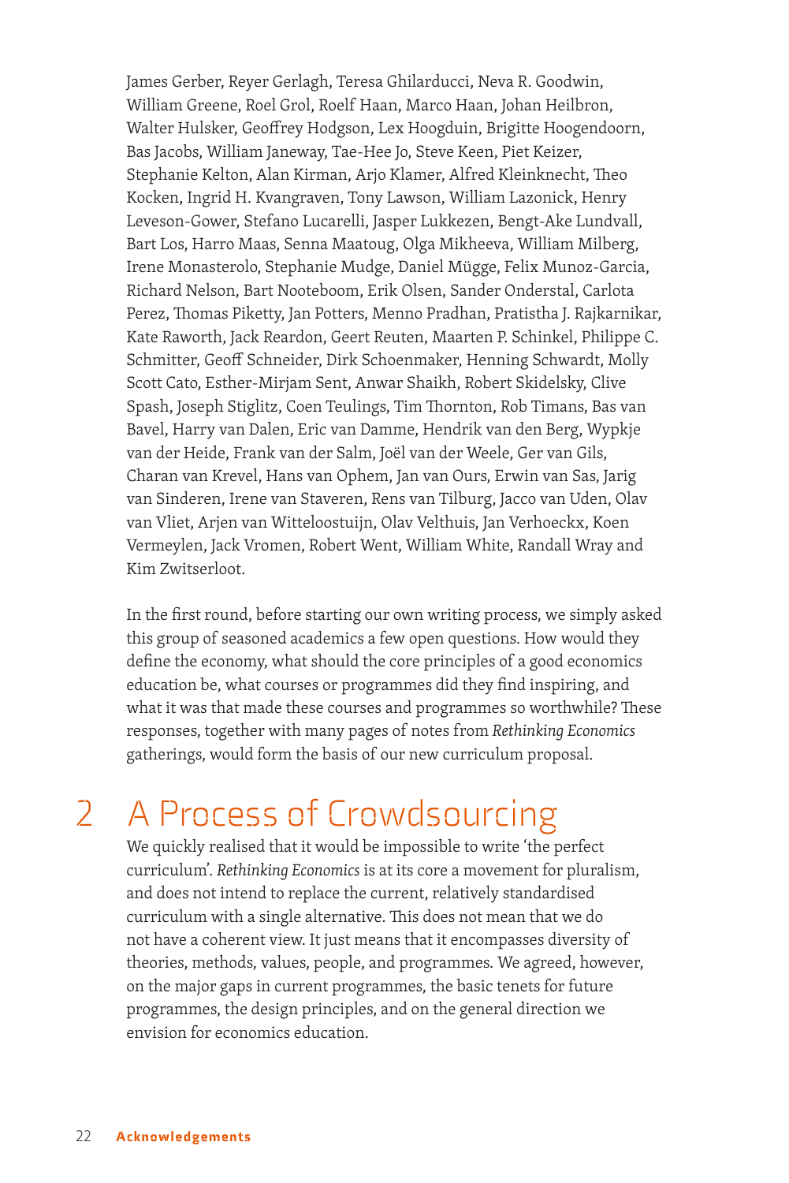James Gerber, Reyer Gerlagh, Teresa Ghilarducci, Neva R. Goodwin, William Greene, Roel Grol, Roelf Haan, Marco Haan, Johan Heilbron, Walter Hulsker, Geoffrey Hodgson, Lex Hoogduin, Brigitte Hoogendoorn, Bas Jacobs, William Janeway, Tae-Hee Jo, Steve Keen, Piet Keizer, Stephanie Kelton, Alan Kirman, Arjo Klamer, Alfred Kleinknecht, Theo Kocken, Ingrid H. Kvangraven, Tony Lawson, William Lazonick, Henry Leveson-Gower, Stefano Lucarelli, Jasper Lukkezen, Bengt-Ake Lundvall, Bart Los, Harro Maas, Senna Maatoug, Olga Mikheeva, William Milberg, Irene Monasterolo, Stephanie Mudge, Daniel Mügge, Felix Munoz-Garcia, Richard Nelson, Bart Nooteboom, Erik Olsen, Sander Onderstal, Carlota Perez, Thomas Piketty, Jan Potters, Menno Pradhan, Pratistha J. Rajkarnikar, Kate Raworth, Jack Reardon, Geert Reuten, Maarten P. Schinkel, Philippe C. Schmitter, Geoff Schneider, Dirk Schoenmaker, Henning Schwardt, Molly Scott Cato, Esther-Mirjam Sent, Anwar Shaikh, Robert Skidelsky, Clive Spash, Joseph Stiglitz, Coen Teulings, Tim Thornton, Rob Timans, Bas van Bavel, Harry van Dalen, Eric van Damme, Hendrik van den Berg, Wypkje van der Heide, Frank van der Salm, Joël van der Weele, Ger van Gils, Charan van Krevel, Hans van Ophem, Jan van Ours, Erwin van Sas, Jarig van Sinderen, Irene van Staveren, Rens van Tilburg, Jacco van Uden, Olav van Vliet, Arjen van Witteloostuijn, Olav Velthuis, Jan Verhoeckx, Koen Vermeylen, Jack Vromen, Robert Went, William White, Randall Wray and Kim Zwitserloot.

In the first round, before starting our own writing process, we simply asked this group of seasoned academics a few open questions. How would they define the economy, what should the core principles of a good economics education be, what courses or programmes did they find inspiring, and what it was that made these courses and programmes so worthwhile? These responses, together with many pages of notes from *Rethinking Economics* gatherings, would form the basis of our new curriculum proposal.

## 2 A Process of Crowdsourcing

We quickly realised that it would be impossible to write 'the perfect curriculum'. *Rethinking Economics* is at its core a movement for pluralism, and does not intend to replace the current, relatively standardised curriculum with a single alternative. This does not mean that we do not have a coherent view. It just means that it encompasses diversity of theories, methods, values, people, and programmes. We agreed, however, on the major gaps in current programmes, the basic tenets for future programmes, the design principles, and on the general direction we envision for economics education.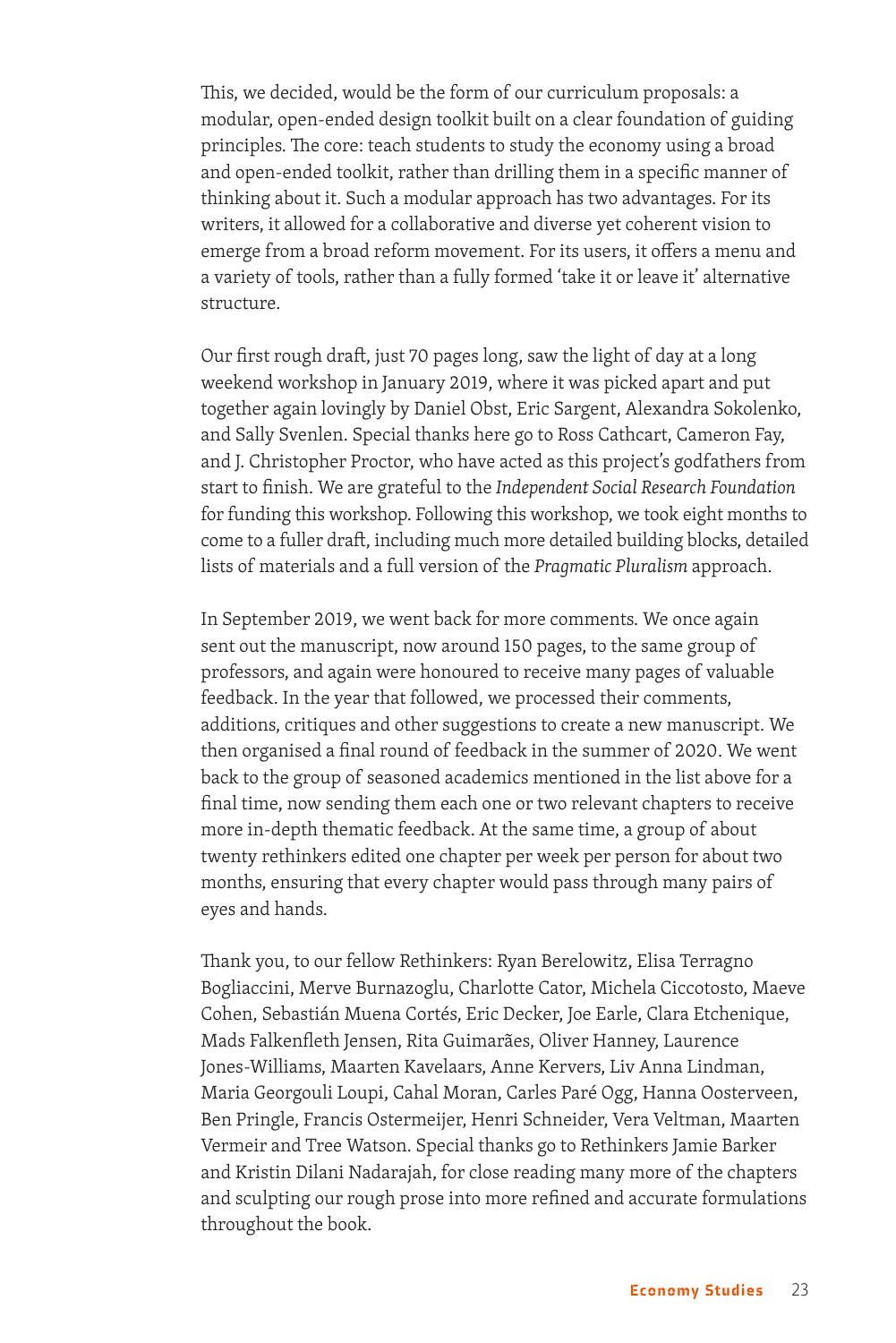This, we decided, would be the form of our curriculum proposals: a modular, open-ended design toolkit built on a clear foundation of guiding principles. The core: teach students to study the economy using a broad and open-ended toolkit, rather than drilling them in a specific manner of thinking about it. Such a modular approach has two advantages. For its writers, it allowed for a collaborative and diverse yet coherent vision to emerge from a broad reform movement. For its users, it offers a menu and a variety of tools, rather than a fully formed 'take it or leave it' alternative structure.

Our first rough draft, just 70 pages long, saw the light of day at a long weekend workshop in January 2019, where it was picked apart and put together again lovingly by Daniel Obst, Eric Sargent, Alexandra Sokolenko, and Sally Svenlen. Special thanks here go to Ross Cathcart, Cameron Fay, and J. Christopher Proctor, who have acted as this project's godfathers from start to finish. We are grateful to the *Independent Social Research Foundation* for funding this workshop. Following this workshop, we took eight months to come to a fuller draft, including much more detailed building blocks, detailed lists of materials and a full version of the *Pragmatic Pluralism* approach.

In September 2019, we went back for more comments. We once again sent out the manuscript, now around 150 pages, to the same group of professors, and again were honoured to receive many pages of valuable feedback. In the year that followed, we processed their comments, additions, critiques and other suggestions to create a new manuscript. We then organised a final round of feedback in the summer of 2020. We went back to the group of seasoned academics mentioned in the list above for a final time, now sending them each one or two relevant chapters to receive more in-depth thematic feedback. At the same time, a group of about twenty rethinkers edited one chapter per week per person for about two months, ensuring that every chapter would pass through many pairs of eyes and hands.

Thank you, to our fellow Rethinkers: Ryan Berelowitz, Elisa Terragno Bogliaccini, Merve Burnazoglu, Charlotte Cator, Michela Ciccotosto, Maeve Cohen, Sebastián Muena Cortés, Eric Decker, Joe Earle, Clara Etchenique, Mads Falkenfleth Jensen, Rita Guimarães, Oliver Hanney, Laurence Jones-Williams, Maarten Kavelaars, Anne Kervers, Liv Anna Lindman, Maria Georgouli Loupi, Cahal Moran, Carles Paré Ogg, Hanna Oosterveen, Ben Pringle, Francis Ostermeijer, Henri Schneider, Vera Veltman, Maarten Vermeir and Tree Watson. Special thanks go to Rethinkers Jamie Barker and Kristin Dilani Nadarajah, for close reading many more of the chapters and sculpting our rough prose into more refined and accurate formulations throughout the book.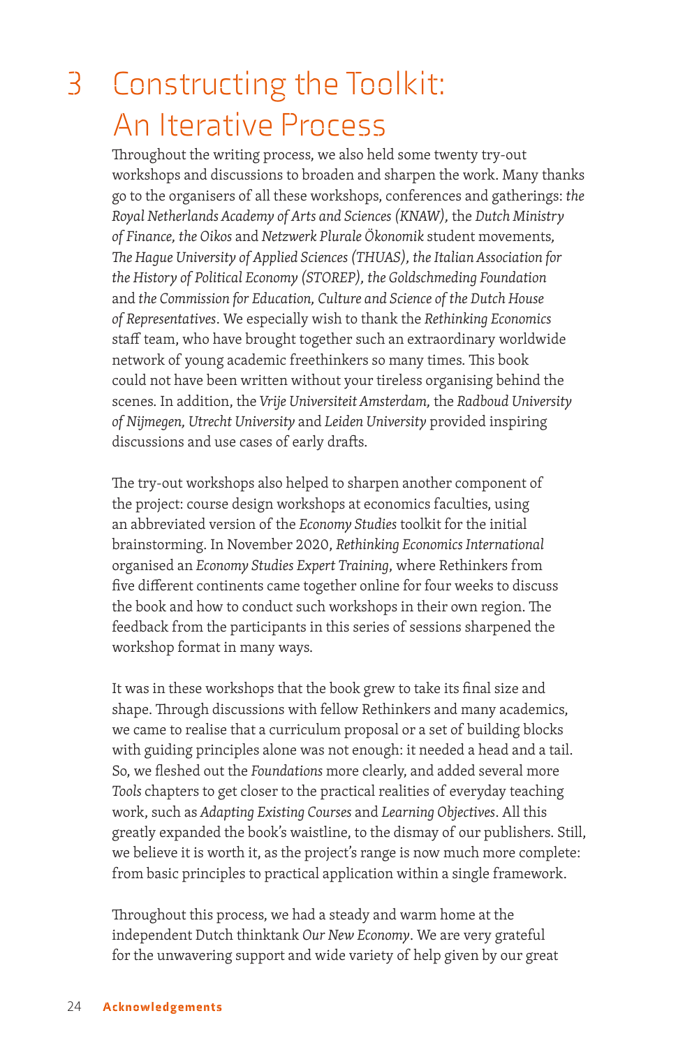# 3 Constructing the Toolkit: An Iterative Process

Throughout the writing process, we also held some twenty try-out workshops and discussions to broaden and sharpen the work. Many thanks go to the organisers of all these workshops, conferences and gatherings: *the Royal Netherlands Academy of Arts and Sciences (KNAW)*, the *Dutch Ministry of Finance, the Oikos* and *Netzwerk Plurale Ökonomik* student movements, *The Hague University of Applied Sciences (THUAS), the Italian Association for the History of Political Economy (STOREP), the Goldschmeding Foundation* and *the Commission for Education, Culture and Science of the Dutch House of Representatives*. We especially wish to thank the *Rethinking Economics* staff team, who have brought together such an extraordinary worldwide network of young academic freethinkers so many times. This book could not have been written without your tireless organising behind the scenes. In addition, the *Vrije Universiteit Amsterdam,* the *Radboud University of Nijmegen, Utrecht University* and *Leiden University* provided inspiring discussions and use cases of early drafts.

The try-out workshops also helped to sharpen another component of the project: course design workshops at economics faculties, using an abbreviated version of the *Economy Studies* toolkit for the initial brainstorming. In November 2020, *Rethinking Economics International* organised an *Economy Studies Expert Training*, where Rethinkers from five different continents came together online for four weeks to discuss the book and how to conduct such workshops in their own region. The feedback from the participants in this series of sessions sharpened the workshop format in many ways.

It was in these workshops that the book grew to take its final size and shape. Through discussions with fellow Rethinkers and many academics, we came to realise that a curriculum proposal or a set of building blocks with guiding principles alone was not enough: it needed a head and a tail. So, we fleshed out the *Foundations* more clearly, and added several more *Tools* chapters to get closer to the practical realities of everyday teaching work, such as *Adapting Existing Courses* and *Learning Objectives*. All this greatly expanded the book's waistline, to the dismay of our publishers. Still, we believe it is worth it, as the project's range is now much more complete: from basic principles to practical application within a single framework.

Throughout this process, we had a steady and warm home at the independent Dutch thinktank *Our New Economy*. We are very grateful for the unwavering support and wide variety of help given by our great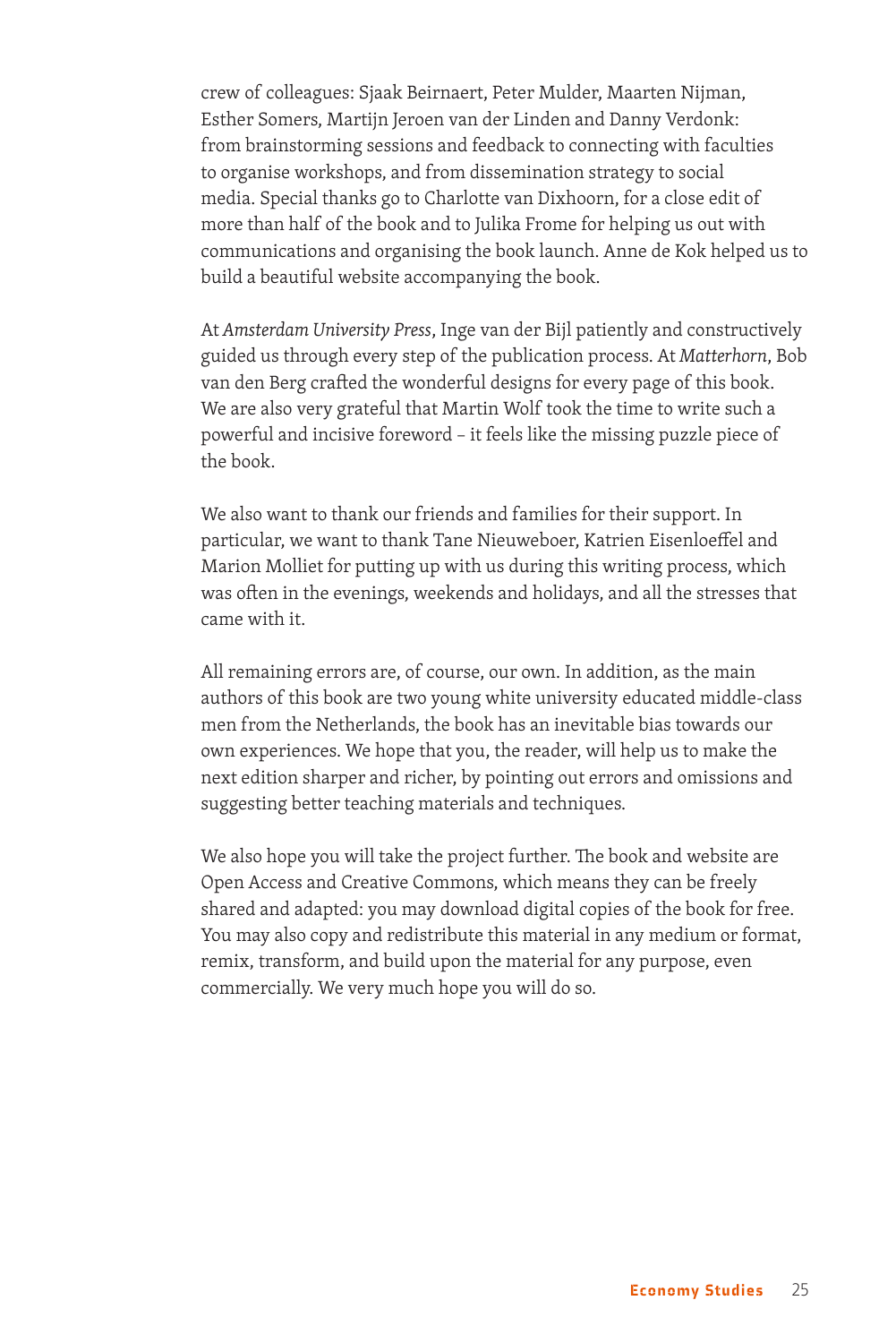crew of colleagues: Sjaak Beirnaert, Peter Mulder, Maarten Nijman, Esther Somers, Martijn Jeroen van der Linden and Danny Verdonk: from brainstorming sessions and feedback to connecting with faculties to organise workshops, and from dissemination strategy to social media. Special thanks go to Charlotte van Dixhoorn, for a close edit of more than half of the book and to Julika Frome for helping us out with communications and organising the book launch. Anne de Kok helped us to build a beautiful website accompanying the book.

At *Amsterdam University Press*, Inge van der Bijl patiently and constructively guided us through every step of the publication process. At *Matterhorn*, Bob van den Berg crafted the wonderful designs for every page of this book. We are also very grateful that Martin Wolf took the time to write such a powerful and incisive foreword – it feels like the missing puzzle piece of the book.

We also want to thank our friends and families for their support. In particular, we want to thank Tane Nieuweboer, Katrien Eisenloeffel and Marion Molliet for putting up with us during this writing process, which was often in the evenings, weekends and holidays, and all the stresses that came with it.

All remaining errors are, of course, our own. In addition, as the main authors of this book are two young white university educated middle-class men from the Netherlands, the book has an inevitable bias towards our own experiences. We hope that you, the reader, will help us to make the next edition sharper and richer, by pointing out errors and omissions and suggesting better teaching materials and techniques.

We also hope you will take the project further. The book and website are Open Access and Creative Commons, which means they can be freely shared and adapted: you may download digital copies of the book for free. You may also copy and redistribute this material in any medium or format, remix, transform, and build upon the material for any purpose, even commercially. We very much hope you will do so.